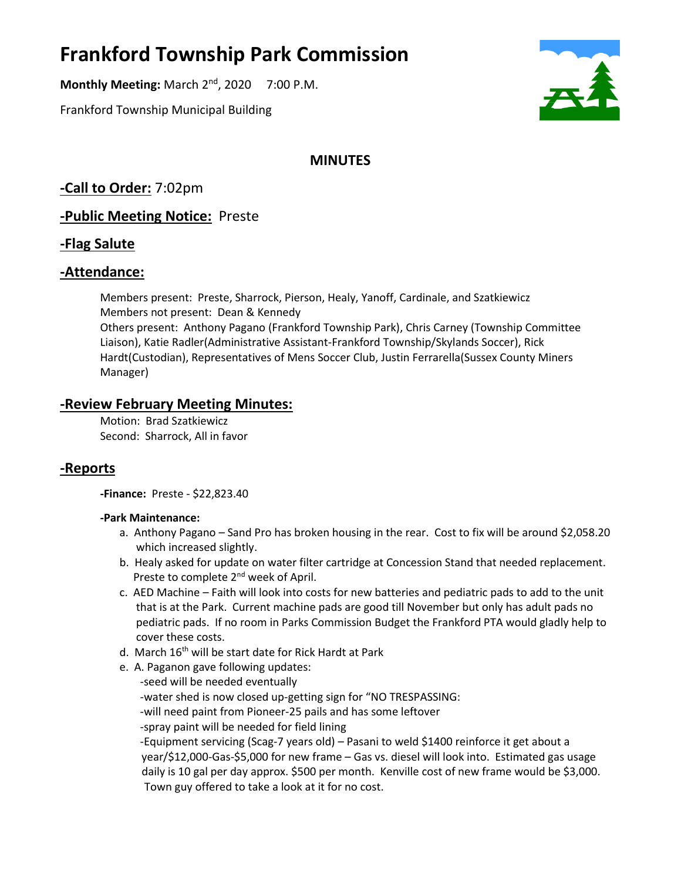# Frankford Township Park Commission

**Monthly Meeting:** March 2nd, 2020 7:00 P.M.

Frankford Township Municipal Building

## MINUTES

## -Call to Order: 7:02pm

## -Public Meeting Notice: Preste

## -Flag Salute

## -Attendance:

Members present: Preste, Sharrock, Pierson, Healy, Yanoff, Cardinale, and Szatkiewicz
Members not present: Dean & Kennedy
Others present: Anthony Pagano (Frankford Township Park), Chris Carney (Township Committee Liaison), Katie Radler(Administrative Assistant-Frankford Township/Skylands Soccer), Rick Hardt(Custodian), Representatives of Mens Soccer Club, Justin Ferrarella(Sussex County Miners Manager)

## -Review February Meeting Minutes:

Motion: Brad Szatkiewicz
Second: Sharrock, All in favor

## -Reports

**-Finance:** Preste - $22,823.40

**-Park Maintenance:**

a. Anthony Pagano – Sand Pro has broken housing in the rear. Cost to fix will be around $2,058.20 which increased slightly.
b. Healy asked for update on water filter cartridge at Concession Stand that needed replacement. Preste to complete 2nd week of April.
c. AED Machine – Faith will look into costs for new batteries and pediatric pads to add to the unit that is at the Park. Current machine pads are good till November but only has adult pads no pediatric pads. If no room in Parks Commission Budget the Frankford PTA would gladly help to cover these costs.
d. March 16th will be start date for Rick Hardt at Park
e. A. Paganon gave following updates:
   - seed will be needed eventually
   - water shed is now closed up-getting sign for "NO TRESPASSING:
   - will need paint from Pioneer-25 pails and has some leftover
   - spray paint will be needed for field lining
   - Equipment servicing (Scag-7 years old) – Pasani to weld $1400 reinforce it get about a year/$12,000-Gas-$5,000 for new frame – Gas vs. diesel will look into. Estimated gas usage daily is 10 gal per day approx. $500 per month. Kenville cost of new frame would be $3,000. Town guy offered to take a look at it for no cost.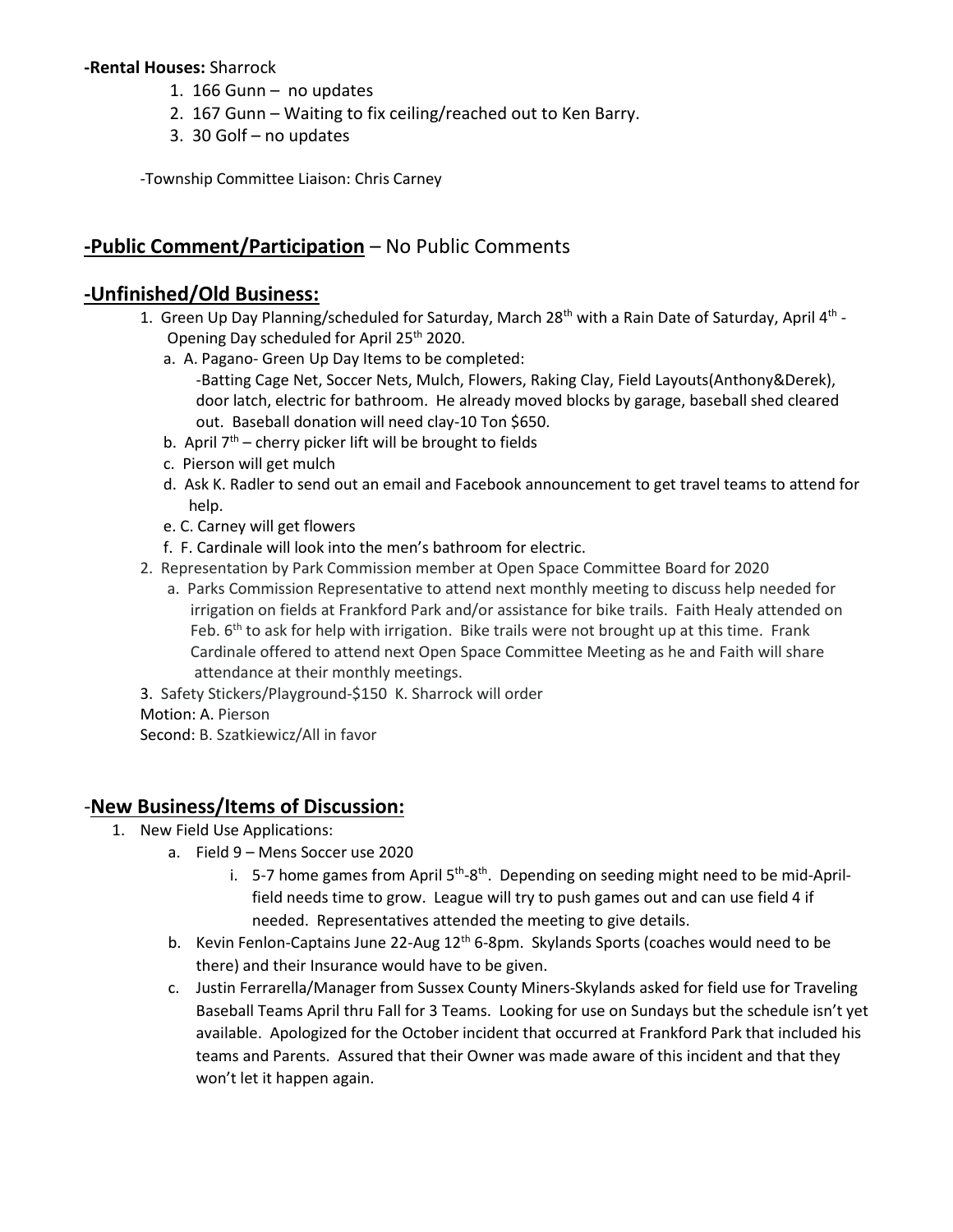**-Rental Houses:** Sharrock

1. 166 Gunn – no updates
2. 167 Gunn – Waiting to fix ceiling/reached out to Ken Barry.
3. 30 Golf – no updates

-Township Committee Liaison: Chris Carney

## -Public Comment/Participation – No Public Comments

## -Unfinished/Old Business:

1. Green Up Day Planning/scheduled for Saturday, March 28th with a Rain Date of Saturday, April 4th - Opening Day scheduled for April 25th 2020.
   a. A. Pagano- Green Up Day Items to be completed:
      -Batting Cage Net, Soccer Nets, Mulch, Flowers, Raking Clay, Field Layouts(Anthony&Derek), door latch, electric for bathroom. He already moved blocks by garage, baseball shed cleared out. Baseball donation will need clay-10 Ton $650.
   b. April 7th – cherry picker lift will be brought to fields
   c. Pierson will get mulch
   d. Ask K. Radler to send out an email and Facebook announcement to get travel teams to attend for help.
   e. C. Carney will get flowers
   f. F. Cardinale will look into the men's bathroom for electric.
2. Representation by Park Commission member at Open Space Committee Board for 2020
   a. Parks Commission Representative to attend next monthly meeting to discuss help needed for irrigation on fields at Frankford Park and/or assistance for bike trails. Faith Healy attended on Feb. 6th to ask for help with irrigation. Bike trails were not brought up at this time. Frank Cardinale offered to attend next Open Space Committee Meeting as he and Faith will share attendance at their monthly meetings.
3. Safety Stickers/Playground-$150 K. Sharrock will order

Motion: A. Pierson

Second: B. Szatkiewicz/All in favor

## -New Business/Items of Discussion:

1. New Field Use Applications:
   a. Field 9 – Mens Soccer use 2020
      i. 5-7 home games from April 5th-8th. Depending on seeding might need to be mid-April- field needs time to grow. League will try to push games out and can use field 4 if needed. Representatives attended the meeting to give details.
   b. Kevin Fenlon-Captains June 22-Aug 12th 6-8pm. Skylands Sports (coaches would need to be there) and their Insurance would have to be given.
   c. Justin Ferrarella/Manager from Sussex County Miners-Skylands asked for field use for Traveling Baseball Teams April thru Fall for 3 Teams. Looking for use on Sundays but the schedule isn't yet available. Apologized for the October incident that occurred at Frankford Park that included his teams and Parents. Assured that their Owner was made aware of this incident and that they won't let it happen again.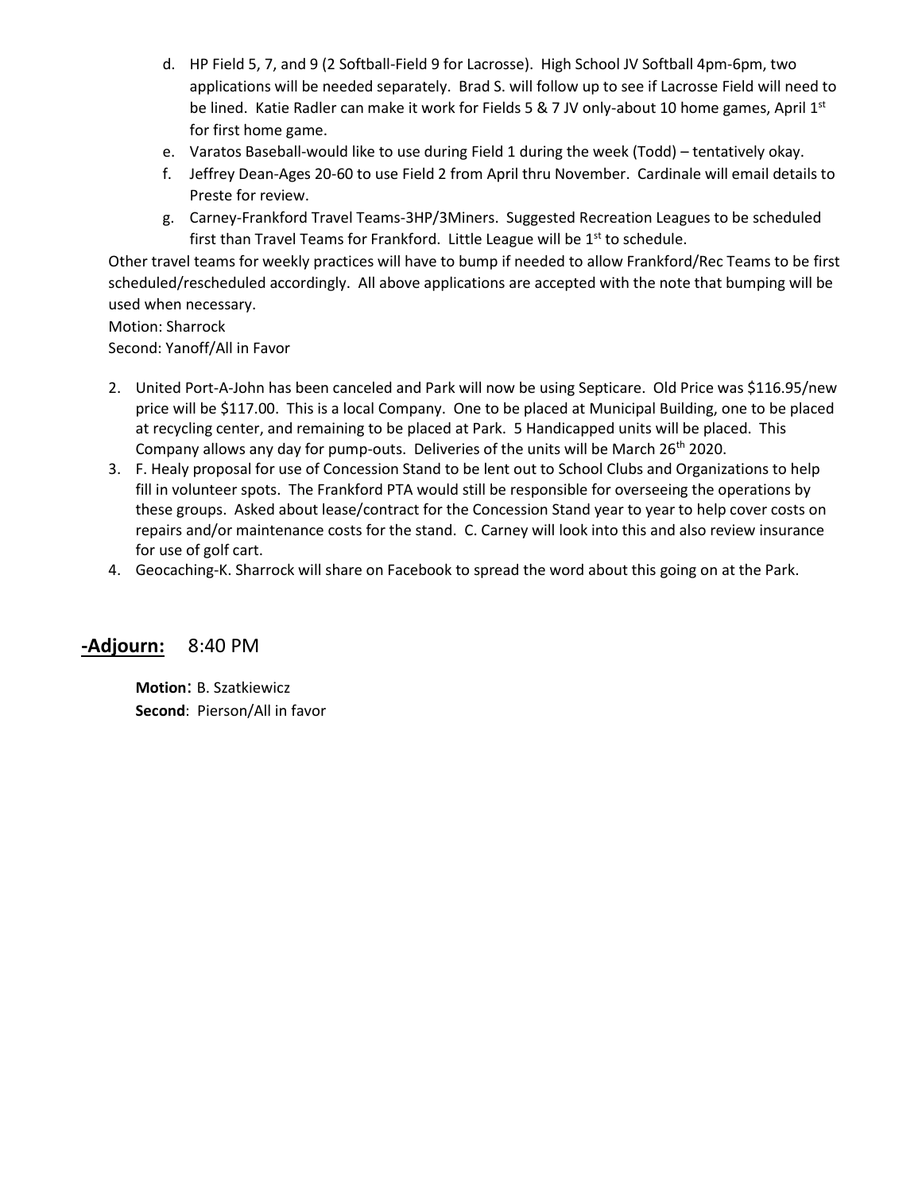d. HP Field 5, 7, and 9 (2 Softball-Field 9 for Lacrosse). High School JV Softball 4pm-6pm, two applications will be needed separately. Brad S. will follow up to see if Lacrosse Field will need to be lined. Katie Radler can make it work for Fields 5 & 7 JV only-about 10 home games, April 1st for first home game.

e. Varatos Baseball-would like to use during Field 1 during the week (Todd) – tentatively okay.

f. Jeffrey Dean-Ages 20-60 to use Field 2 from April thru November. Cardinale will email details to Preste for review.

g. Carney-Frankford Travel Teams-3HP/3Miners. Suggested Recreation Leagues to be scheduled first than Travel Teams for Frankford. Little League will be 1st to schedule.

Other travel teams for weekly practices will have to bump if needed to allow Frankford/Rec Teams to be first scheduled/rescheduled accordingly. All above applications are accepted with the note that bumping will be used when necessary.

Motion: Sharrock

Second: Yanoff/All in Favor

2. United Port-A-John has been canceled and Park will now be using Septicare. Old Price was $116.95/new price will be $117.00. This is a local Company. One to be placed at Municipal Building, one to be placed at recycling center, and remaining to be placed at Park. 5 Handicapped units will be placed. This Company allows any day for pump-outs. Deliveries of the units will be March 26th 2020.
3. F. Healy proposal for use of Concession Stand to be lent out to School Clubs and Organizations to help fill in volunteer spots. The Frankford PTA would still be responsible for overseeing the operations by these groups. Asked about lease/contract for the Concession Stand year to year to help cover costs on repairs and/or maintenance costs for the stand. C. Carney will look into this and also review insurance for use of golf cart.
4. Geocaching-K. Sharrock will share on Facebook to spread the word about this going on at the Park.

## -Adjourn: 8:40 PM

**Motion**: B. Szatkiewicz

**Second**: Pierson/All in favor